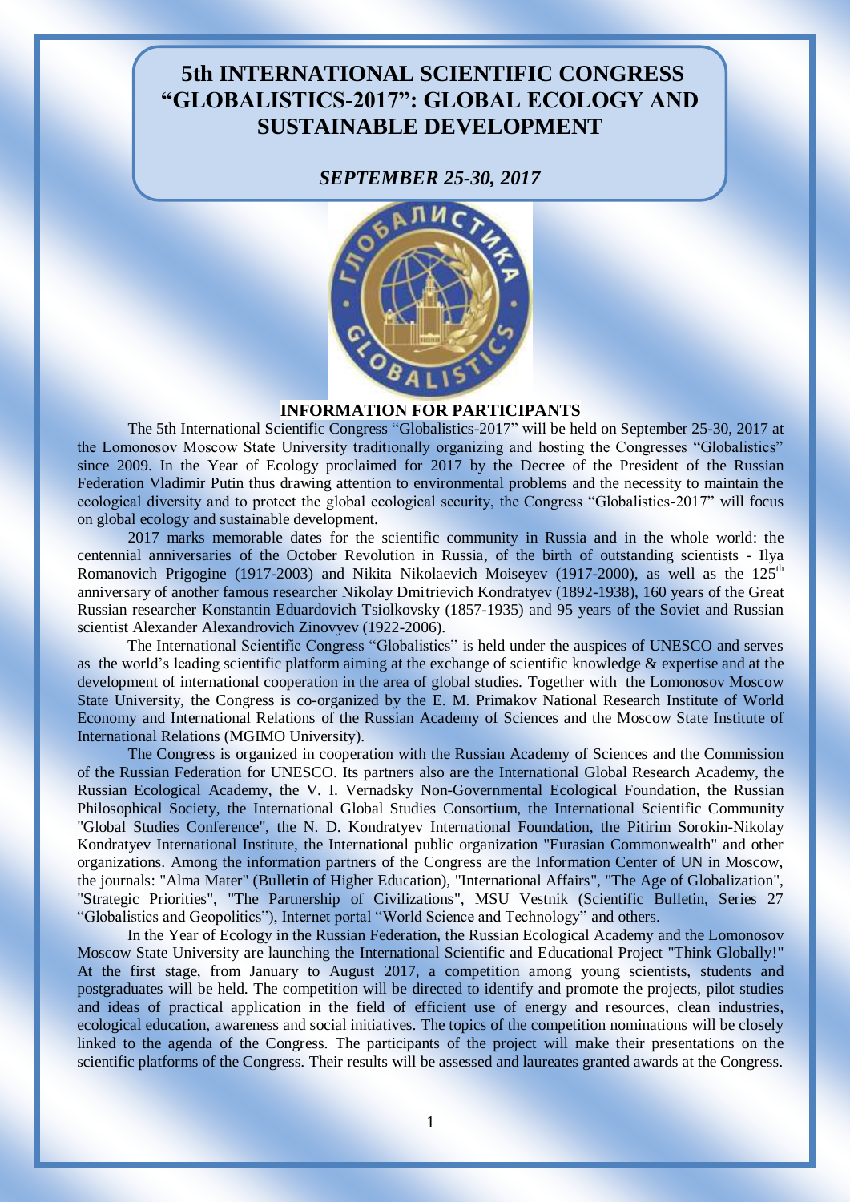# 5th INTERNATIONAL SCIENTIFIC CONGRESS "GLOBALISTICS-2017": GLOBAL ECOLOGY AND SUSTAINABLE DEVELOPMENT

*SEPTEMBER 25-30, 2017*

## INFORMATION FOR PARTICIPANTS

The 5th International Scientific Congress "Globalistics-2017" will be held on September 25-30, 2017 at the Lomonosov Moscow State University traditionally organizing and hosting the Congresses "Globalistics" since 2009. In the Year of Ecology proclaimed for 2017 by the Decree of the President of the Russian Federation Vladimir Putin thus drawing attention to environmental problems and the necessity to maintain the ecological diversity and to protect the global ecological security, the Congress "Globalistics-2017" will focus on global ecology and sustainable development.

2017 marks memorable dates for the scientific community in Russia and in the whole world: the centennial anniversaries of the October Revolution in Russia, of the birth of outstanding scientists - Ilya Romanovich Prigogine (1917-2003) and Nikita Nikolaevich Moiseyev (1917-2000), as well as the 125th anniversary of another famous researcher Nikolay Dmitrievich Kondratyev (1892-1938), 160 years of the Great Russian researcher Konstantin Eduardovich Tsiolkovsky (1857-1935) and 95 years of the Soviet and Russian scientist Alexander Alexandrovich Zinovyev (1922-2006).

The International Scientific Congress "Globalistics" is held under the auspices of UNESCO and serves as the world's leading scientific platform aiming at the exchange of scientific knowledge & expertise and at the development of international cooperation in the area of global studies. Together with the Lomonosov Moscow State University, the Congress is co-organized by the E. M. Primakov National Research Institute of World Economy and International Relations of the Russian Academy of Sciences and the Moscow State Institute of International Relations (MGIMO University).

The Congress is organized in cooperation with the Russian Academy of Sciences and the Commission of the Russian Federation for UNESCO. Its partners also are the International Global Research Academy, the Russian Ecological Academy, the V. I. Vernadsky Non-Governmental Ecological Foundation, the Russian Philosophical Society, the International Global Studies Consortium, the International Scientific Community "Global Studies Conference", the N. D. Kondratyev International Foundation, the Pitirim Sorokin-Nikolay Kondratyev International Institute, the International public organization "Eurasian Commonwealth" and other organizations. Among the information partners of the Congress are the Information Center of UN in Moscow, the journals: "Alma Mater" (Bulletin of Higher Education), "International Affairs", "The Age of Globalization", "Strategic Priorities", "The Partnership of Civilizations", MSU Vestnik (Scientific Bulletin, Series 27 "Globalistics and Geopolitics"), Internet portal "World Science and Technology" and others.

In the Year of Ecology in the Russian Federation, the Russian Ecological Academy and the Lomonosov Moscow State University are launching the International Scientific and Educational Project "Think Globally!" At the first stage, from January to August 2017, a competition among young scientists, students and postgraduates will be held. The competition will be directed to identify and promote the projects, pilot studies and ideas of practical application in the field of efficient use of energy and resources, clean industries, ecological education, awareness and social initiatives. The topics of the competition nominations will be closely linked to the agenda of the Congress. The participants of the project will make their presentations on the scientific platforms of the Congress. Their results will be assessed and laureates granted awards at the Congress.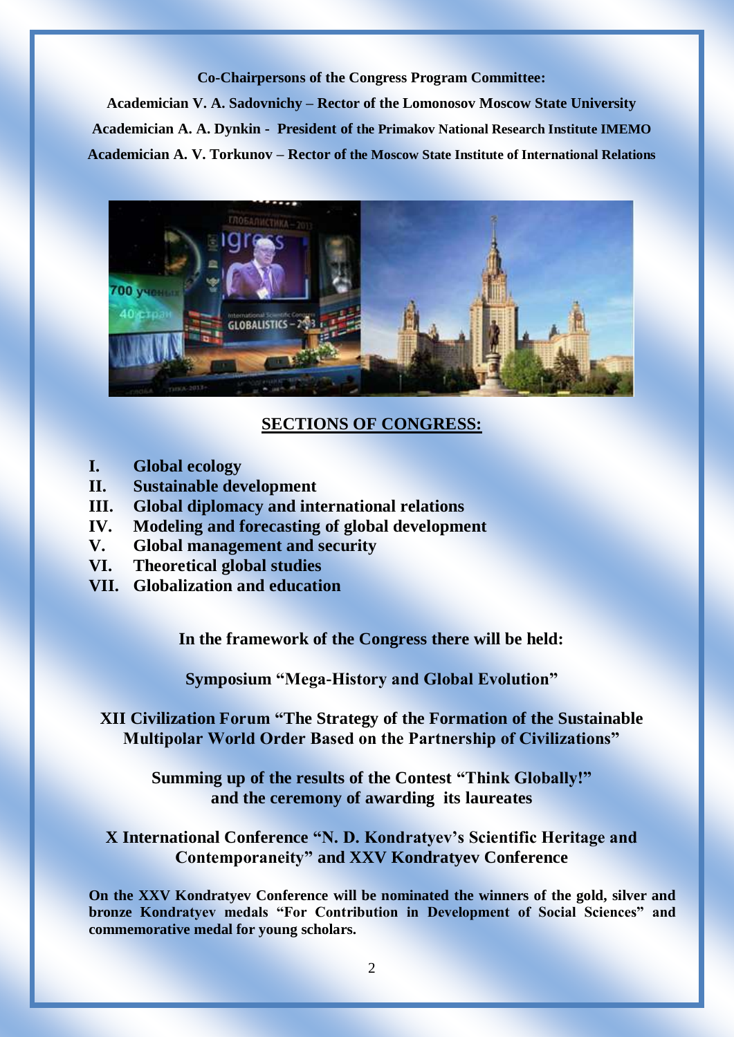**Co-Chairpersons of the Congress Program Committee:**

**Academician V. A. Sadovnichy – Rector of the Lomonosov Moscow State University**

**Academician A. A. Dynkin - President of the Primakov National Research Institute IMEMO**

**Academician A. V. Torkunov – Rector of the Moscow State Institute of International Relations**

## SECTIONS OF CONGRESS:

- **I. Global ecology**
- **II. Sustainable development**
- **III. Global diplomacy and international relations**
- **IV. Modeling and forecasting of global development**
- **V. Global management and security**
- **VI. Theoretical global studies**
- **VII. Globalization and education**

**In the framework of the Congress there will be held:**

**Symposium "Mega-History and Global Evolution"**

**XII Civilization Forum "The Strategy of the Formation of the Sustainable Multipolar World Order Based on the Partnership of Civilizations"**

**Summing up of the results of the Contest "Think Globally!" and the ceremony of awarding its laureates**

**X International Conference "N. D. Kondratyev's Scientific Heritage and Contemporaneity" and XXV Kondratyev Conference**

**On the XXV Kondratyev Conference will be nominated the winners of the gold, silver and bronze Kondratyev medals "For Contribution in Development of Social Sciences" and commemorative medal for young scholars.**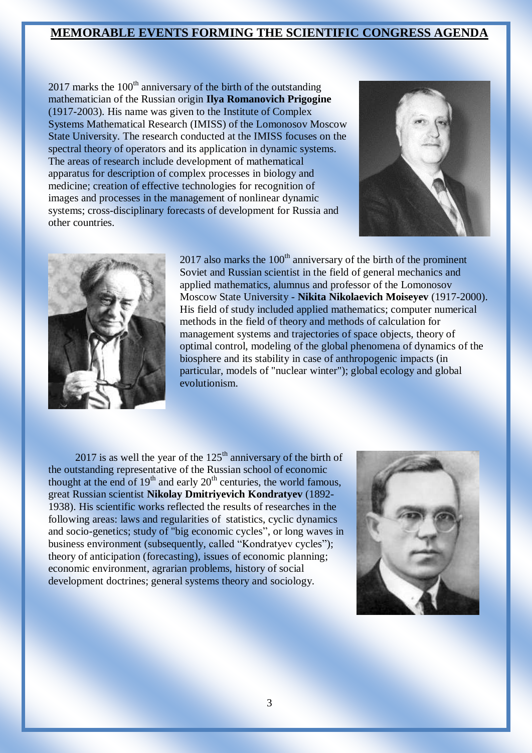## MEMORABLE EVENTS FORMING THE SCIENTIFIC CONGRESS AGENDA

2017 marks the 100th anniversary of the birth of the outstanding mathematician of the Russian origin **Ilya Romanovich Prigogine** (1917-2003). His name was given to the Institute of Complex Systems Mathematical Research (IMISS) of the Lomonosov Moscow State University. The research conducted at the IMISS focuses on the spectral theory of operators and its application in dynamic systems. The areas of research include development of mathematical apparatus for description of complex processes in biology and medicine; creation of effective technologies for recognition of images and processes in the management of nonlinear dynamic systems; cross-disciplinary forecasts of development for Russia and other countries.

2017 also marks the 100th anniversary of the birth of the prominent Soviet and Russian scientist in the field of general mechanics and applied mathematics, alumnus and professor of the Lomonosov Moscow State University - **Nikita Nikolaevich Moiseyev** (1917-2000). His field of study included applied mathematics; computer numerical methods in the field of theory and methods of calculation for management systems and trajectories of space objects, theory of optimal control, modeling of the global phenomena of dynamics of the biosphere and its stability in case of anthropogenic impacts (in particular, models of "nuclear winter"); global ecology and global evolutionism.

2017 is as well the year of the 125th anniversary of the birth of the outstanding representative of the Russian school of economic thought at the end of 19th and early 20th centuries, the world famous, great Russian scientist **Nikolay Dmitriyevich Kondratyev** (1892-1938). His scientific works reflected the results of researches in the following areas: laws and regularities of statistics, cyclic dynamics and socio-genetics; study of "big economic cycles", or long waves in business environment (subsequently, called "Kondratyev cycles"); theory of anticipation (forecasting), issues of economic planning; economic environment, agrarian problems, history of social development doctrines; general systems theory and sociology.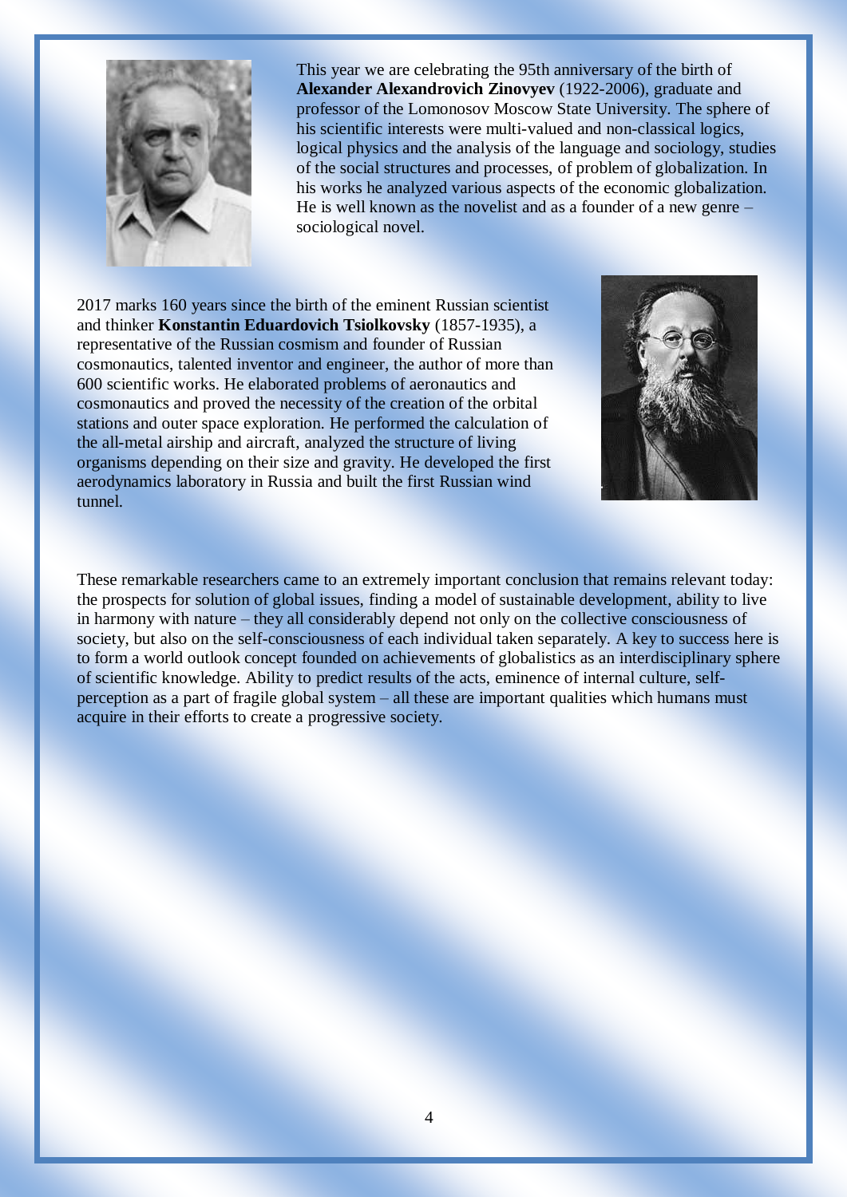This year we are celebrating the 95th anniversary of the birth of **Alexander Alexandrovich Zinovyev** (1922-2006), graduate and professor of the Lomonosov Moscow State University. The sphere of his scientific interests were multi-valued and non-classical logics, logical physics and the analysis of the language and sociology, studies of the social structures and processes, of problem of globalization. In his works he analyzed various aspects of the economic globalization. He is well known as the novelist and as a founder of a new genre – sociological novel.

2017 marks 160 years since the birth of the eminent Russian scientist and thinker **Konstantin Eduardovich Tsiolkovsky** (1857-1935), a representative of the Russian cosmism and founder of Russian cosmonautics, talented inventor and engineer, the author of more than 600 scientific works. He elaborated problems of aeronautics and cosmonautics and proved the necessity of the creation of the orbital stations and outer space exploration. He performed the calculation of the all-metal airship and aircraft, analyzed the structure of living organisms depending on their size and gravity. He developed the first aerodynamics laboratory in Russia and built the first Russian wind tunnel.

These remarkable researchers came to an extremely important conclusion that remains relevant today: the prospects for solution of global issues, finding a model of sustainable development, ability to live in harmony with nature – they all considerably depend not only on the collective consciousness of society, but also on the self-consciousness of each individual taken separately. A key to success here is to form a world outlook concept founded on achievements of globalistics as an interdisciplinary sphere of scientific knowledge. Ability to predict results of the acts, eminence of internal culture, self-perception as a part of fragile global system – all these are important qualities which humans must acquire in their efforts to create a progressive society.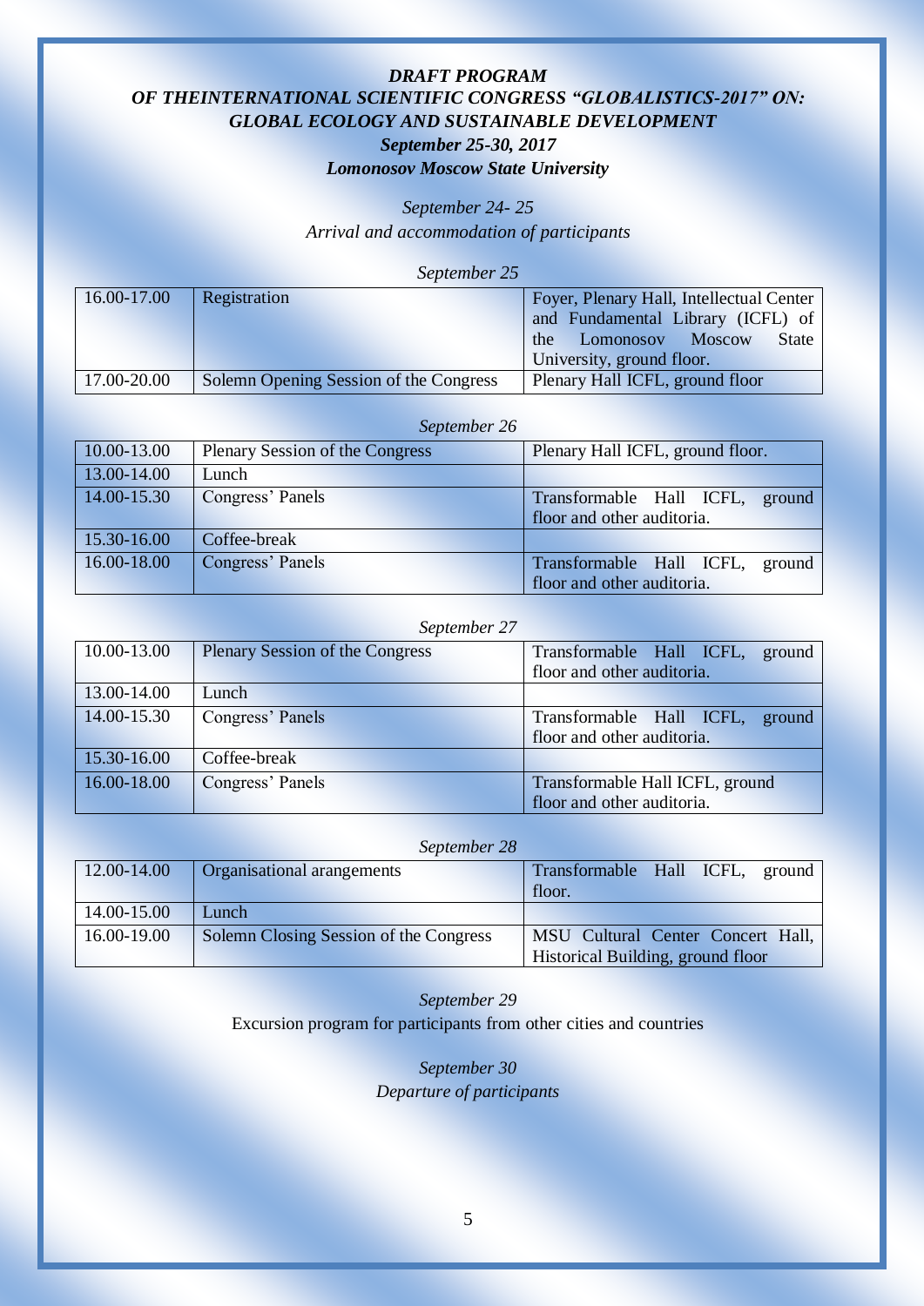***DRAFT PROGRAM***
***OF THEINTERNATIONAL SCIENTIFIC CONGRESS "GLOBALISTICS-2017" ON: GLOBAL ECOLOGY AND SUSTAINABLE DEVELOPMENT***
***September 25-30, 2017***
***Lomonosov Moscow State University***

*September 24- 25*
*Arrival and accommodation of participants*

*September 25*

| | | |
|---|---|---|
| 16.00-17.00 | Registration | Foyer, Plenary Hall, Intellectual Center and Fundamental Library (ICFL) of the Lomonosov Moscow State University, ground floor. |
| 17.00-20.00 | Solemn Opening Session of the Congress | Plenary Hall ICFL, ground floor |

*September 26*

| | | |
|---|---|---|
| 10.00-13.00 | Plenary Session of the Congress | Plenary Hall ICFL, ground floor. |
| 13.00-14.00 | Lunch | |
| 14.00-15.30 | Congress' Panels | Transformable Hall ICFL, ground floor and other auditoria. |
| 15.30-16.00 | Coffee-break | |
| 16.00-18.00 | Congress' Panels | Transformable Hall ICFL, ground floor and other auditoria. |

*September 27*

| | | |
|---|---|---|
| 10.00-13.00 | Plenary Session of the Congress | Transformable Hall ICFL, ground floor and other auditoria. |
| 13.00-14.00 | Lunch | |
| 14.00-15.30 | Congress' Panels | Transformable Hall ICFL, ground floor and other auditoria. |
| 15.30-16.00 | Coffee-break | |
| 16.00-18.00 | Congress' Panels | Transformable Hall ICFL, ground floor and other auditoria. |

*September 28*

| | | |
|---|---|---|
| 12.00-14.00 | Organisational arangements | Transformable Hall ICFL, ground floor. |
| 14.00-15.00 | Lunch | |
| 16.00-19.00 | Solemn Closing Session of the Congress | MSU Cultural Center Concert Hall, Historical Building, ground floor |

*September 29*
Excursion program for participants from other cities and countries

*September 30*
*Departure of participants*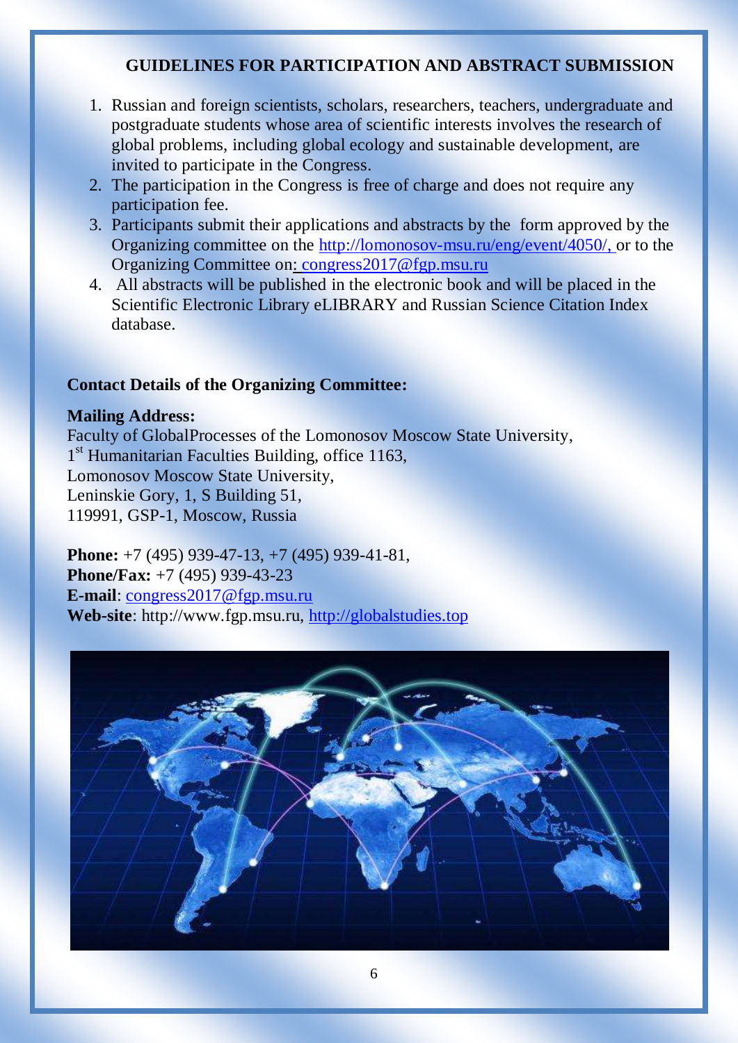## GUIDELINES FOR PARTICIPATION AND ABSTRACT SUBMISSION

1. Russian and foreign scientists, scholars, researchers, teachers, undergraduate and postgraduate students whose area of scientific interests involves the research of global problems, including global ecology and sustainable development, are invited to participate in the Congress.
2. The participation in the Congress is free of charge and does not require any participation fee.
3. Participants submit their applications and abstracts by the form approved by the Organizing committee on the http://lomonosov-msu.ru/eng/event/4050/, or to the Organizing Committee on: congress2017@fgp.msu.ru
4. All abstracts will be published in the electronic book and will be placed in the Scientific Electronic Library eLIBRARY and Russian Science Citation Index database.

**Contact Details of the Organizing Committee:**

**Mailing Address:**
Faculty of GlobalProcesses of the Lomonosov Moscow State University,
1st Humanitarian Faculties Building, office 1163,
Lomonosov Moscow State University,
Leninskie Gory, 1, S Building 51,
119991, GSP-1, Moscow, Russia

**Phone:** +7 (495) 939-47-13, +7 (495) 939-41-81,
**Phone/Fax:** +7 (495) 939-43-23
**E-mail**: congress2017@fgp.msu.ru
**Web-site**: http://www.fgp.msu.ru, http://globalstudies.top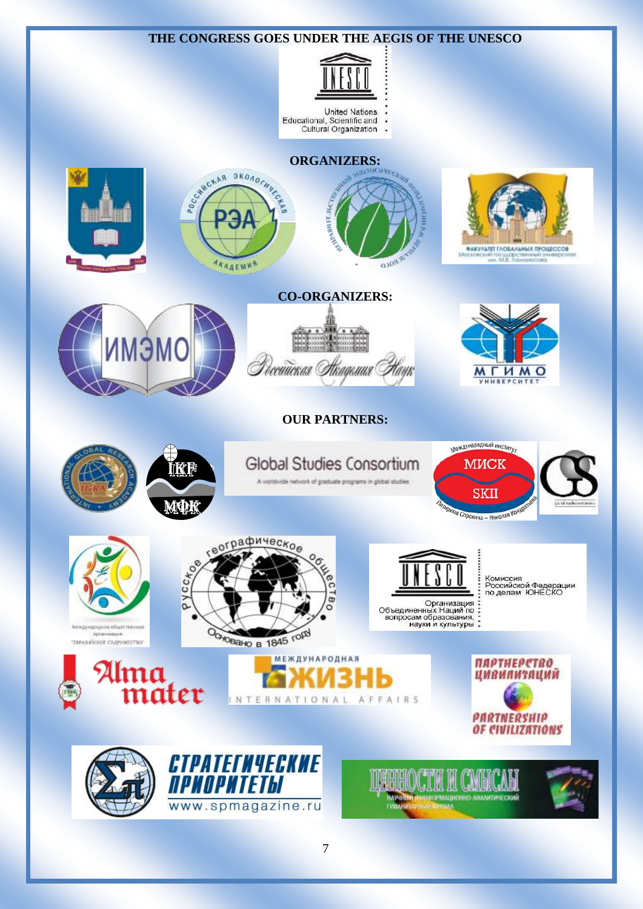**THE CONGRESS GOES UNDER THE AEGIS OF THE UNESCO**

UNESCO

United Nations
Educational, Scientific and
Cultural Organization

**ORGANIZERS:**

РЭА

Российская экологическая академия

ФАКУЛЬТЕТ ГЛОБАЛЬНЫХ ПРОЦЕССОВ
Московский государственный университет им. М.В. Ломоносова

**CO-ORGANIZERS:**

ИМЭМО

Российская Академия Наук

МГИМО
УНИВЕРСИТЕТ

**OUR PARTNERS:**

IGRA

IKF
МФК

Global Studies Consortium

A worldwide network of graduate programs in global studies

Международный институт
МИСК
SKII
Питирима Сорокина – Николая Кондратьева

Международная общественная организация
"ЕВРАЗИЙСКОЕ СОДРУЖЕСТВО"

Русское географическое общество
Основано в 1845 году

UNESCO
Организация
Объединенных Наций по
вопросам образования,
науки и культуры

Комиссия
Российской Федерации
по делам ЮНЕСКО

Alma mater

МЕЖДУНАРОДНАЯ
ЖИЗНЬ
INTERNATIONAL AFFAIRS

ПАРТНЕРСТВО ЦИВИЛИЗАЦИЙ
PARTNERSHIP OF CIVILIZATIONS

СТРАТЕГИЧЕСКИЕ ПРИОРИТЕТЫ
www.spmagazine.ru

ЦЕННОСТИ И СМЫСЛЫ
НАУЧНЫЙ ИНФОРМАЦИОННО-АНАЛИТИЧЕСКИЙ
ГУМАНИТАРНЫЙ ЖУРНАЛ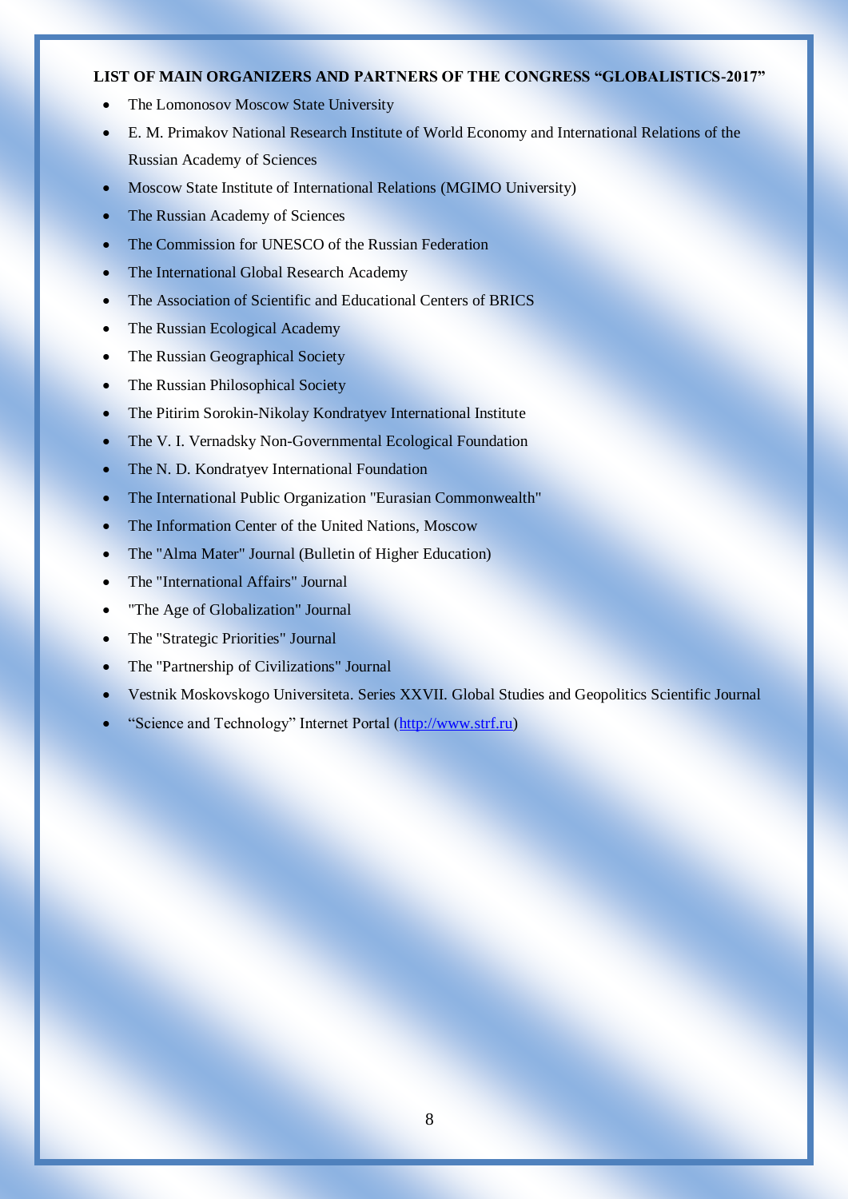**LIST OF MAIN ORGANIZERS AND PARTNERS OF THE CONGRESS “GLOBALISTICS-2017”**

- The Lomonosov Moscow State University
- E. M. Primakov National Research Institute of World Economy and International Relations of the Russian Academy of Sciences
- Moscow State Institute of International Relations (MGIMO University)
- The Russian Academy of Sciences
- The Commission for UNESCO of the Russian Federation
- The International Global Research Academy
- The Association of Scientific and Educational Centers of BRICS
- The Russian Ecological Academy
- The Russian Geographical Society
- The Russian Philosophical Society
- The Pitirim Sorokin-Nikolay Kondratyev International Institute
- The V. I. Vernadsky Non-Governmental Ecological Foundation
- The N. D. Kondratyev International Foundation
- The International Public Organization "Eurasian Commonwealth"
- The Information Center of the United Nations, Moscow
- The "Alma Mater" Journal (Bulletin of Higher Education)
- The "International Affairs" Journal
- "The Age of Globalization" Journal
- The "Strategic Priorities" Journal
- The "Partnership of Civilizations" Journal
- Vestnik Moskovskogo Universiteta. Series XXVII. Global Studies and Geopolitics Scientific Journal
- “Science and Technology” Internet Portal (http://www.strf.ru)